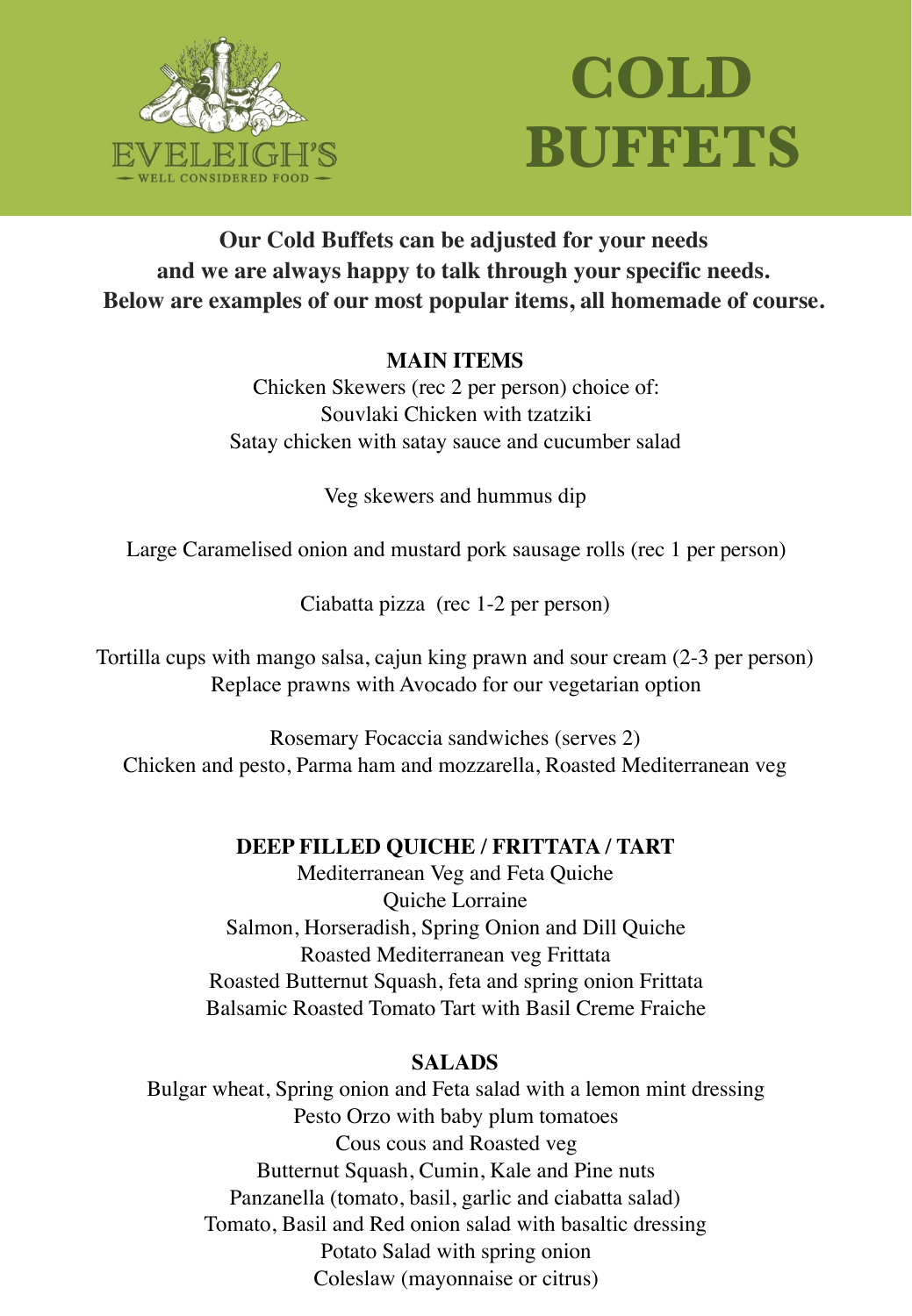EVELEIGH'S
WELL CONSIDERED FOOD

# COLD BUFFETS

**Our Cold Buffets can be adjusted for your needs and we are always happy to talk through your specific needs. Below are examples of our most popular items, all homemade of course.**

## MAIN ITEMS

Chicken Skewers (rec 2 per person) choice of:
Souvlaki Chicken with tzatziki
Satay chicken with satay sauce and cucumber salad

Veg skewers and hummus dip

Large Caramelised onion and mustard pork sausage rolls (rec 1 per person)

Ciabatta pizza (rec 1-2 per person)

Tortilla cups with mango salsa, cajun king prawn and sour cream (2-3 per person)
Replace prawns with Avocado for our vegetarian option

Rosemary Focaccia sandwiches (serves 2)
Chicken and pesto, Parma ham and mozzarella, Roasted Mediterranean veg

## DEEP FILLED QUICHE / FRITTATA / TART

Mediterranean Veg and Feta Quiche
Quiche Lorraine
Salmon, Horseradish, Spring Onion and Dill Quiche
Roasted Mediterranean veg Frittata
Roasted Butternut Squash, feta and spring onion Frittata
Balsamic Roasted Tomato Tart with Basil Creme Fraiche

## SALADS

Bulgar wheat, Spring onion and Feta salad with a lemon mint dressing
Pesto Orzo with baby plum tomatoes
Cous cous and Roasted veg
Butternut Squash, Cumin, Kale and Pine nuts
Panzanella (tomato, basil, garlic and ciabatta salad)
Tomato, Basil and Red onion salad with basaltic dressing
Potato Salad with spring onion
Coleslaw (mayonnaise or citrus)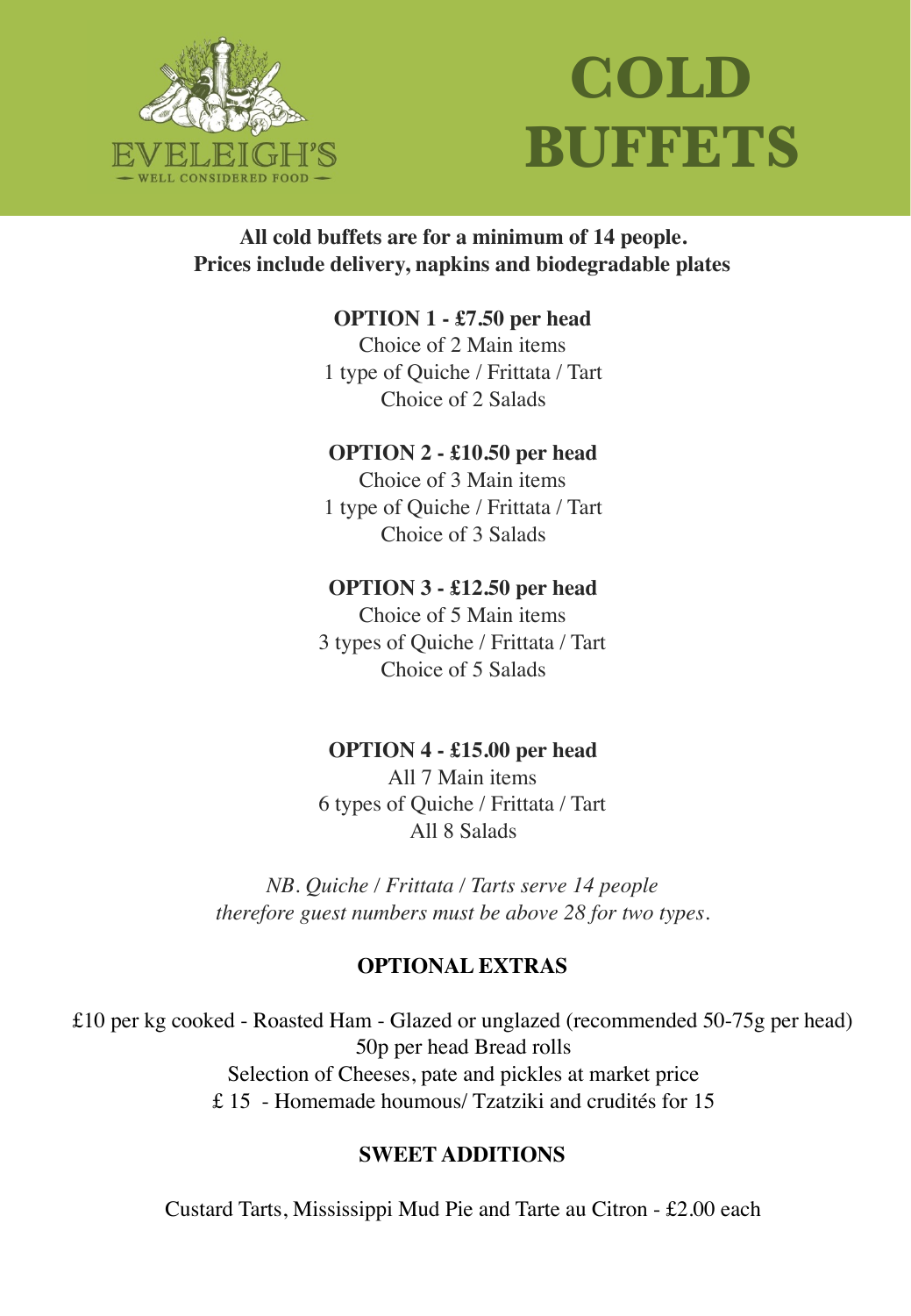EVELEIGH'S

WELL CONSIDERED FOOD

# COLD BUFFETS

**All cold buffets are for a minimum of 14 people.**
**Prices include delivery, napkins and biodegradable plates**

**OPTION 1 - £7.50 per head**

Choice of 2 Main items
1 type of Quiche / Frittata / Tart
Choice of 2 Salads

**OPTION 2 - £10.50 per head**

Choice of 3 Main items
1 type of Quiche / Frittata / Tart
Choice of 3 Salads

**OPTION 3 - £12.50 per head**

Choice of 5 Main items
3 types of Quiche / Frittata / Tart
Choice of 5 Salads

**OPTION 4 - £15.00 per head**

All 7 Main items
6 types of Quiche / Frittata / Tart
All 8 Salads

*NB. Quiche / Frittata / Tarts serve 14 people therefore guest numbers must be above 28 for two types.*

## OPTIONAL EXTRAS

£10 per kg cooked - Roasted Ham - Glazed or unglazed (recommended 50-75g per head)
50p per head Bread rolls
Selection of Cheeses, pate and pickles at market price
£ 15 - Homemade houmous/ Tzatziki and crudités for 15

## SWEET ADDITIONS

Custard Tarts, Mississippi Mud Pie and Tarte au Citron - £2.00 each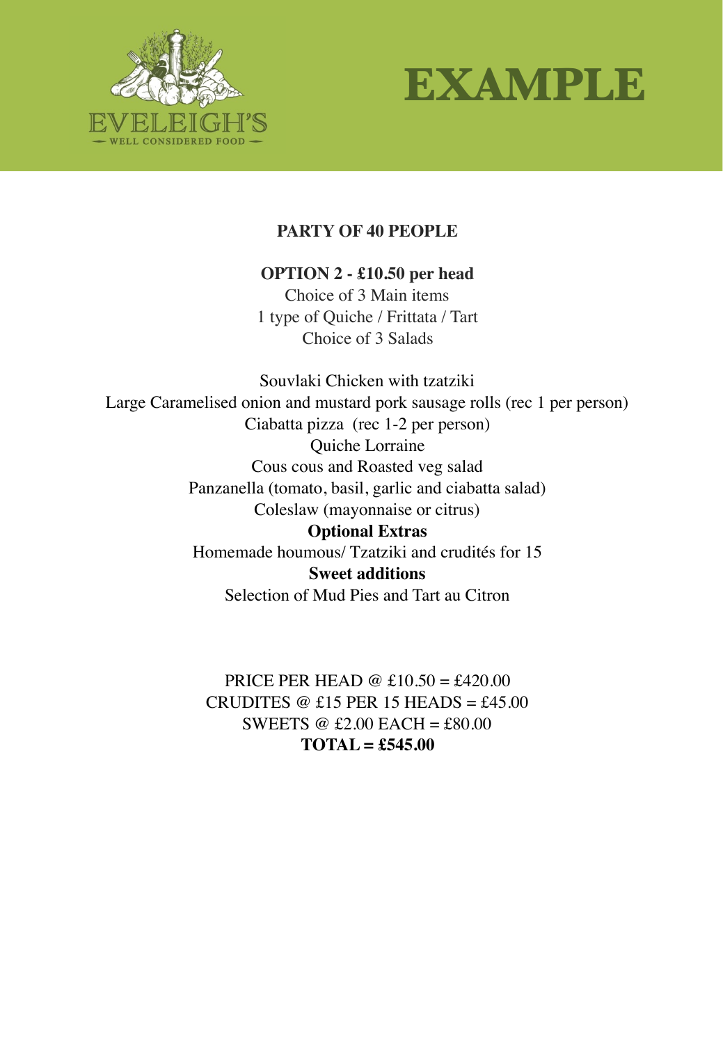EVELEIGH'S
WELL CONSIDERED FOOD

# EXAMPLE

**PARTY OF 40 PEOPLE**

**OPTION 2 - £10.50 per head**
Choice of 3 Main items
1 type of Quiche / Frittata / Tart
Choice of 3 Salads

Souvlaki Chicken with tzatziki
Large Caramelised onion and mustard pork sausage rolls (rec 1 per person)
Ciabatta pizza (rec 1-2 per person)
Quiche Lorraine
Cous cous and Roasted veg salad
Panzanella (tomato, basil, garlic and ciabatta salad)
Coleslaw (mayonnaise or citrus)
**Optional Extras**
Homemade houmous/ Tzatziki and crudités for 15
**Sweet additions**
Selection of Mud Pies and Tart au Citron

PRICE PER HEAD @ £10.50 = £420.00
CRUDITES @ £15 PER 15 HEADS = £45.00
SWEETS @ £2.00 EACH = £80.00
**TOTAL = £545.00**